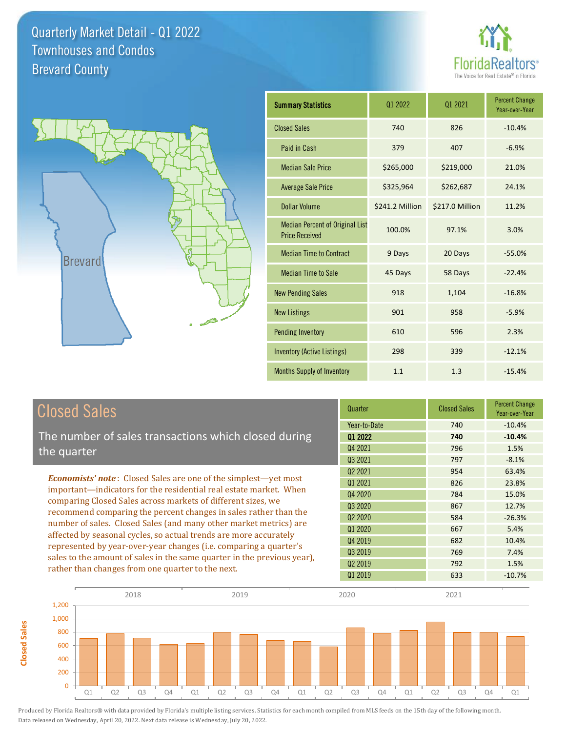# Quarterly Market Detail - Q1 2022
## Townhouses and Condos
## Brevard County

FloridaRealtors® The Voice for Real Estate® in Florida

| Summary Statistics | Q1 2022 | Q1 2021 | Percent Change Year-over-Year |
|---|---|---|---|
| Closed Sales | 740 | 826 | -10.4% |
| Paid in Cash | 379 | 407 | -6.9% |
| Median Sale Price | $265,000 | $219,000 | 21.0% |
| Average Sale Price | $325,964 | $262,687 | 24.1% |
| Dollar Volume | $241.2 Million | $217.0 Million | 11.2% |
| Median Percent of Original List Price Received | 100.0% | 97.1% | 3.0% |
| Median Time to Contract | 9 Days | 20 Days | -55.0% |
| Median Time to Sale | 45 Days | 58 Days | -22.4% |
| New Pending Sales | 918 | 1,104 | -16.8% |
| New Listings | 901 | 958 | -5.9% |
| Pending Inventory | 610 | 596 | 2.3% |
| Inventory (Active Listings) | 298 | 339 | -12.1% |
| Months Supply of Inventory | 1.1 | 1.3 | -15.4% |

## Closed Sales

The number of sales transactions which closed during the quarter

***Economists' note***: Closed Sales are one of the simplest—yet most important—indicators for the residential real estate market. When comparing Closed Sales across markets of different sizes, we recommend comparing the percent changes in sales rather than the number of sales. Closed Sales (and many other market metrics) are affected by seasonal cycles, so actual trends are more accurately represented by year-over-year changes (i.e. comparing a quarter's sales to the amount of sales in the same quarter in the previous year), rather than changes from one quarter to the next.

| Quarter | Closed Sales | Percent Change Year-over-Year |
|---|---|---|
| Year-to-Date | 740 | -10.4% |
| **Q1 2022** | **740** | **-10.4%** |
| Q4 2021 | 796 | 1.5% |
| Q3 2021 | 797 | -8.1% |
| Q2 2021 | 954 | 63.4% |
| Q1 2021 | 826 | 23.8% |
| Q4 2020 | 784 | 15.0% |
| Q3 2020 | 867 | 12.7% |
| Q2 2020 | 584 | -26.3% |
| Q1 2020 | 667 | 5.4% |
| Q4 2019 | 682 | 10.4% |
| Q3 2019 | 769 | 7.4% |
| Q2 2019 | 792 | 1.5% |
| Q1 2019 | 633 | -10.7% |

Produced by Florida Realtors® with data provided by Florida's multiple listing services. Statistics for each month compiled from MLS feeds on the 15th day of the following month. Data released on Wednesday, April 20, 2022. Next data release is Wednesday, July 20, 2022.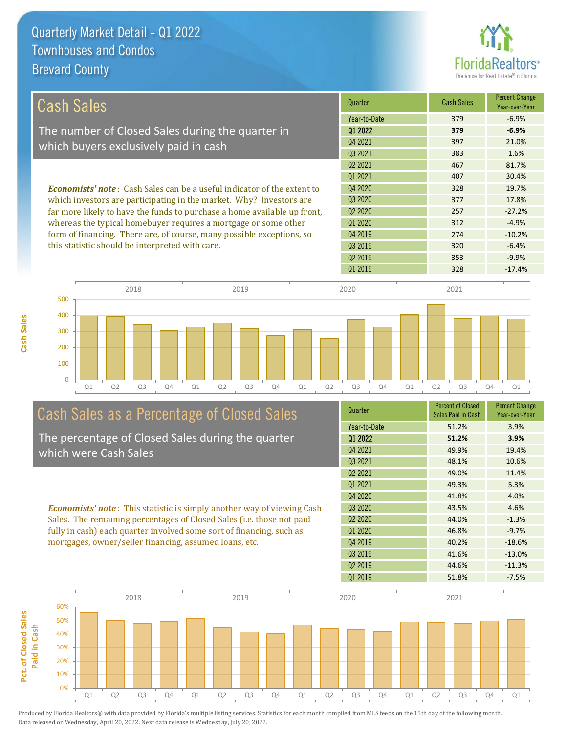# Quarterly Market Detail - Q1 2022
## Townhouses and Condos
## Brevard County

## Cash Sales

The number of Closed Sales during the quarter in which buyers exclusively paid in cash

***Economists' note***: Cash Sales can be a useful indicator of the extent to which investors are participating in the market. Why? Investors are far more likely to have the funds to purchase a home available up front, whereas the typical homebuyer requires a mortgage or some other form of financing. There are, of course, many possible exceptions, so this statistic should be interpreted with care.

| Quarter | Cash Sales | Percent Change Year-over-Year |
|---|---|---|
| Year-to-Date | 379 | -6.9% |
| **Q1 2022** | **379** | **-6.9%** |
| Q4 2021 | 397 | 21.0% |
| Q3 2021 | 383 | 1.6% |
| Q2 2021 | 467 | 81.7% |
| Q1 2021 | 407 | 30.4% |
| Q4 2020 | 328 | 19.7% |
| Q3 2020 | 377 | 17.8% |
| Q2 2020 | 257 | -27.2% |
| Q1 2020 | 312 | -4.9% |
| Q4 2019 | 274 | -10.2% |
| Q3 2019 | 320 | -6.4% |
| Q2 2019 | 353 | -9.9% |
| Q1 2019 | 328 | -17.4% |

## Cash Sales as a Percentage of Closed Sales

The percentage of Closed Sales during the quarter which were Cash Sales

***Economists' note***: This statistic is simply another way of viewing Cash Sales. The remaining percentages of Closed Sales (i.e. those not paid fully in cash) each quarter involved some sort of financing, such as mortgages, owner/seller financing, assumed loans, etc.

| Quarter | Percent of Closed Sales Paid in Cash | Percent Change Year-over-Year |
|---|---|---|
| Year-to-Date | 51.2% | 3.9% |
| **Q1 2022** | **51.2%** | **3.9%** |
| Q4 2021 | 49.9% | 19.4% |
| Q3 2021 | 48.1% | 10.6% |
| Q2 2021 | 49.0% | 11.4% |
| Q1 2021 | 49.3% | 5.3% |
| Q4 2020 | 41.8% | 4.0% |
| Q3 2020 | 43.5% | 4.6% |
| Q2 2020 | 44.0% | -1.3% |
| Q1 2020 | 46.8% | -9.7% |
| Q4 2019 | 40.2% | -18.6% |
| Q3 2019 | 41.6% | -13.0% |
| Q2 2019 | 44.6% | -11.3% |
| Q1 2019 | 51.8% | -7.5% |

Produced by Florida Realtors® with data provided by Florida's multiple listing services. Statistics for each month compiled from MLS feeds on the 15th day of the following month. Data released on Wednesday, April 20, 2022. Next data release is Wednesday, July 20, 2022.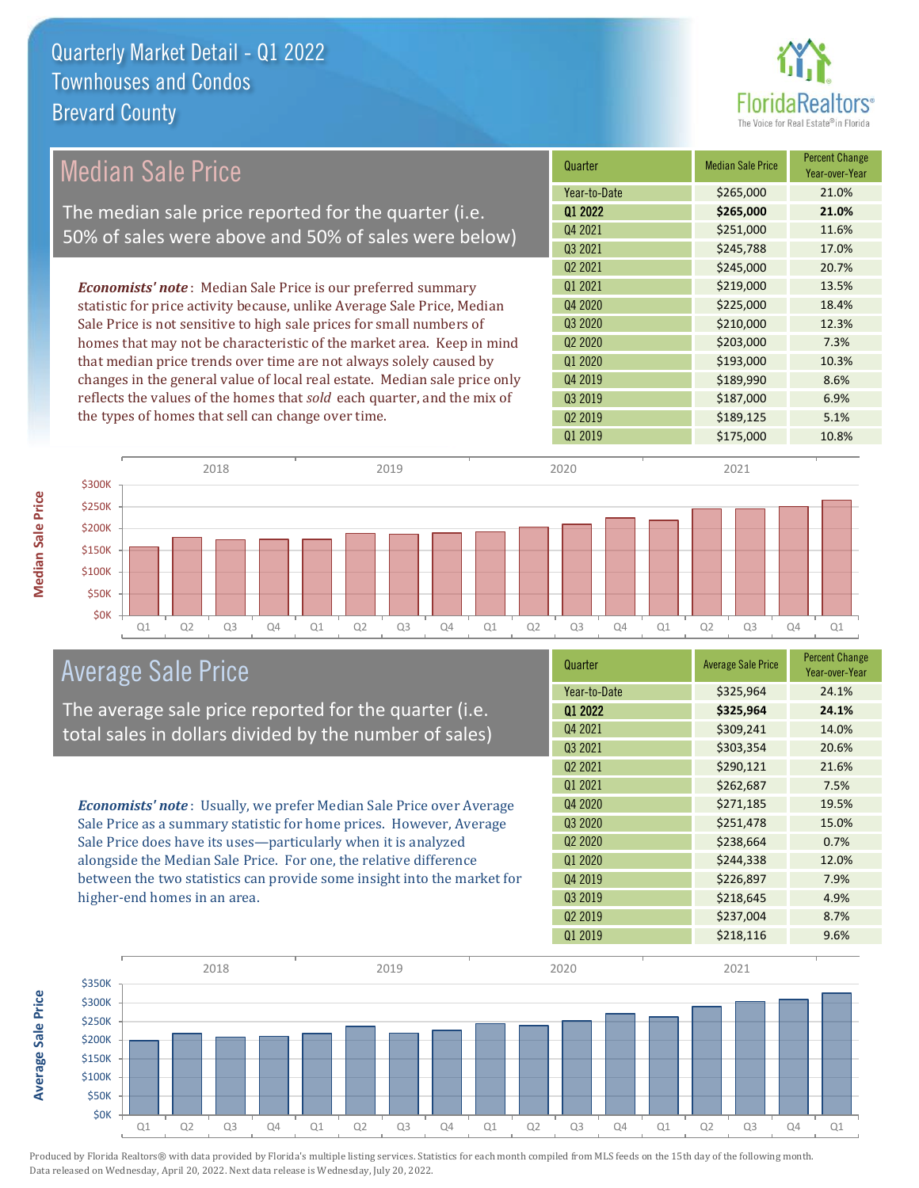# Quarterly Market Detail - Q1 2022
## Townhouses and Condos
## Brevard County

## Median Sale Price

The median sale price reported for the quarter (i.e. 50% of sales were above and 50% of sales were below)

***Economists' note***: Median Sale Price is our preferred summary statistic for price activity because, unlike Average Sale Price, Median Sale Price is not sensitive to high sale prices for small numbers of homes that may not be characteristic of the market area. Keep in mind that median price trends over time are not always solely caused by changes in the general value of local real estate. Median sale price only reflects the values of the homes that *sold* each quarter, and the mix of the types of homes that sell can change over time.

| Quarter | Median Sale Price | Percent Change Year-over-Year |
|---|---|---|
| Year-to-Date | $265,000 | 21.0% |
| **Q1 2022** | **$265,000** | **21.0%** |
| Q4 2021 | $251,000 | 11.6% |
| Q3 2021 | $245,788 | 17.0% |
| Q2 2021 | $245,000 | 20.7% |
| Q1 2021 | $219,000 | 13.5% |
| Q4 2020 | $225,000 | 18.4% |
| Q3 2020 | $210,000 | 12.3% |
| Q2 2020 | $203,000 | 7.3% |
| Q1 2020 | $193,000 | 10.3% |
| Q4 2019 | $189,990 | 8.6% |
| Q3 2019 | $187,000 | 6.9% |
| Q2 2019 | $189,125 | 5.1% |
| Q1 2019 | $175,000 | 10.8% |

## Average Sale Price

The average sale price reported for the quarter (i.e. total sales in dollars divided by the number of sales)

***Economists' note***: Usually, we prefer Median Sale Price over Average Sale Price as a summary statistic for home prices. However, Average Sale Price does have its uses—particularly when it is analyzed alongside the Median Sale Price. For one, the relative difference between the two statistics can provide some insight into the market for higher-end homes in an area.

| Quarter | Average Sale Price | Percent Change Year-over-Year |
|---|---|---|
| Year-to-Date | $325,964 | 24.1% |
| **Q1 2022** | **$325,964** | **24.1%** |
| Q4 2021 | $309,241 | 14.0% |
| Q3 2021 | $303,354 | 20.6% |
| Q2 2021 | $290,121 | 21.6% |
| Q1 2021 | $262,687 | 7.5% |
| Q4 2020 | $271,185 | 19.5% |
| Q3 2020 | $251,478 | 15.0% |
| Q2 2020 | $238,664 | 0.7% |
| Q1 2020 | $244,338 | 12.0% |
| Q4 2019 | $226,897 | 7.9% |
| Q3 2019 | $218,645 | 4.9% |
| Q2 2019 | $237,004 | 8.7% |
| Q1 2019 | $218,116 | 9.6% |

Produced by Florida Realtors® with data provided by Florida's multiple listing services. Statistics for each month compiled from MLS feeds on the 15th day of the following month. Data released on Wednesday, April 20, 2022. Next data release is Wednesday, July 20, 2022.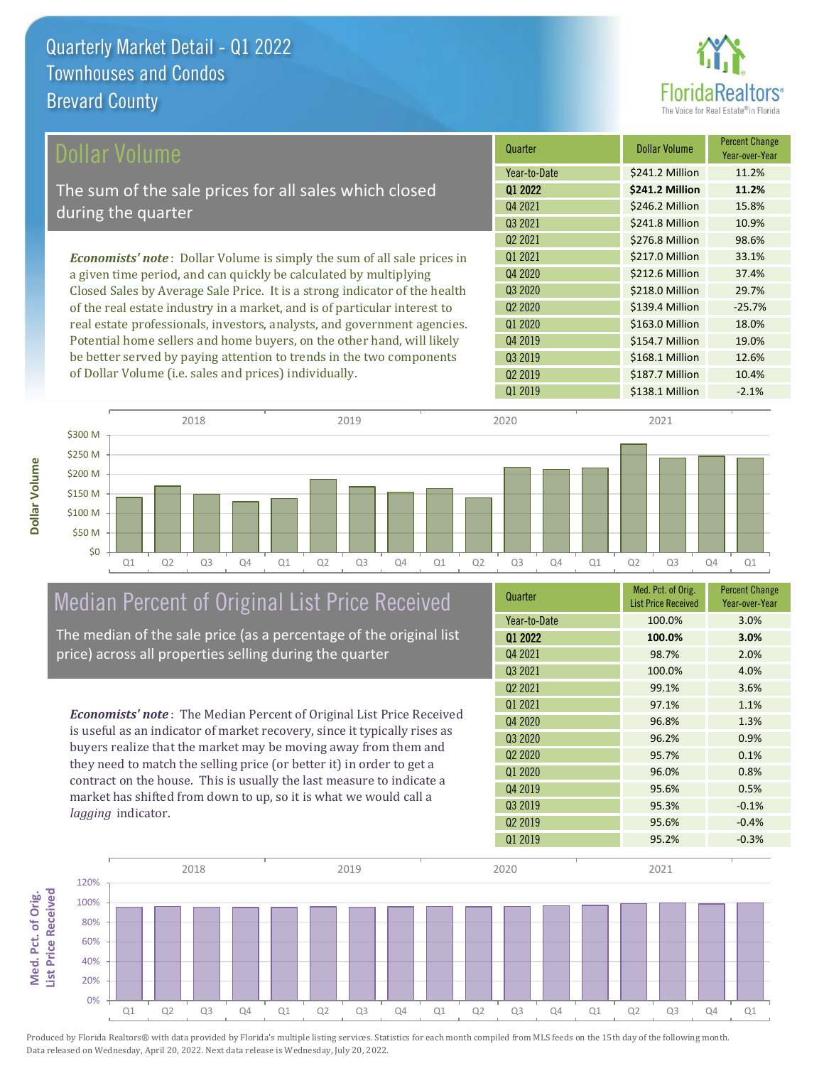# Quarterly Market Detail - Q1 2022
## Townhouses and Condos
## Brevard County

## Dollar Volume

The sum of the sale prices for all sales which closed during the quarter

***Economists' note***: Dollar Volume is simply the sum of all sale prices in a given time period, and can quickly be calculated by multiplying Closed Sales by Average Sale Price. It is a strong indicator of the health of the real estate industry in a market, and is of particular interest to real estate professionals, investors, analysts, and government agencies. Potential home sellers and home buyers, on the other hand, will likely be better served by paying attention to trends in the two components of Dollar Volume (i.e. sales and prices) individually.

| Quarter | Dollar Volume | Percent Change Year-over-Year |
|---|---|---|
| Year-to-Date | $241.2 Million | 11.2% |
| **Q1 2022** | **$241.2 Million** | **11.2%** |
| Q4 2021 | $246.2 Million | 15.8% |
| Q3 2021 | $241.8 Million | 10.9% |
| Q2 2021 | $276.8 Million | 98.6% |
| Q1 2021 | $217.0 Million | 33.1% |
| Q4 2020 | $212.6 Million | 37.4% |
| Q3 2020 | $218.0 Million | 29.7% |
| Q2 2020 | $139.4 Million | -25.7% |
| Q1 2020 | $163.0 Million | 18.0% |
| Q4 2019 | $154.7 Million | 19.0% |
| Q3 2019 | $168.1 Million | 12.6% |
| Q2 2019 | $187.7 Million | 10.4% |
| Q1 2019 | $138.1 Million | -2.1% |

## Median Percent of Original List Price Received

The median of the sale price (as a percentage of the original list price) across all properties selling during the quarter

***Economists' note***: The Median Percent of Original List Price Received is useful as an indicator of market recovery, since it typically rises as buyers realize that the market may be moving away from them and they need to match the selling price (or better it) in order to get a contract on the house. This is usually the last measure to indicate a market has shifted from down to up, so it is what we would call a *lagging* indicator.

| Quarter | Med. Pct. of Orig. List Price Received | Percent Change Year-over-Year |
|---|---|---|
| Year-to-Date | 100.0% | 3.0% |
| **Q1 2022** | **100.0%** | **3.0%** |
| Q4 2021 | 98.7% | 2.0% |
| Q3 2021 | 100.0% | 4.0% |
| Q2 2021 | 99.1% | 3.6% |
| Q1 2021 | 97.1% | 1.1% |
| Q4 2020 | 96.8% | 1.3% |
| Q3 2020 | 96.2% | 0.9% |
| Q2 2020 | 95.7% | 0.1% |
| Q1 2020 | 96.0% | 0.8% |
| Q4 2019 | 95.6% | 0.5% |
| Q3 2019 | 95.3% | -0.1% |
| Q2 2019 | 95.6% | -0.4% |
| Q1 2019 | 95.2% | -0.3% |

Produced by Florida Realtors® with data provided by Florida's multiple listing services. Statistics for each month compiled from MLS feeds on the 15th day of the following month. Data released on Wednesday, April 20, 2022. Next data release is Wednesday, July 20, 2022.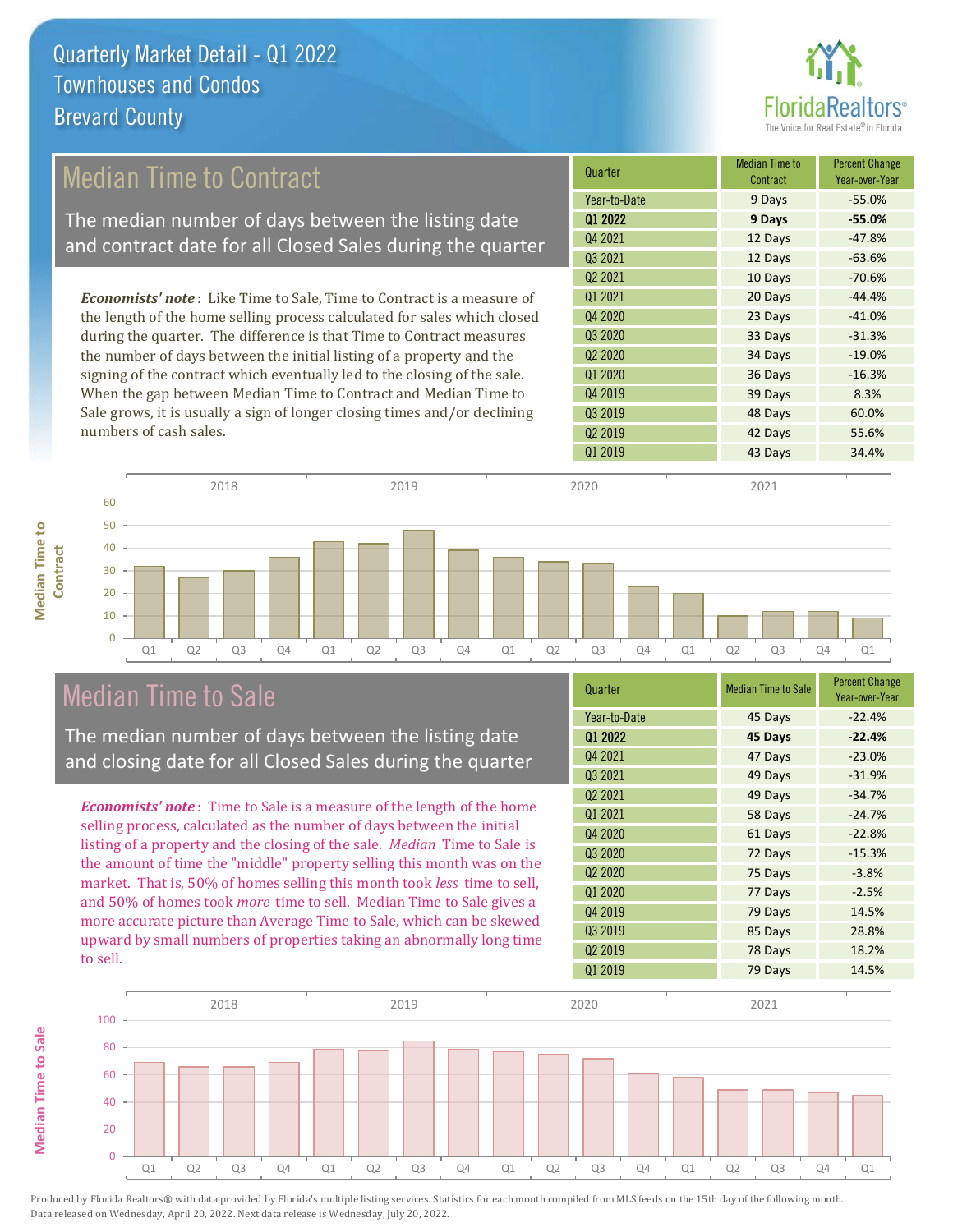# Quarterly Market Detail - Q1 2022
## Townhouses and Condos
## Brevard County

## Median Time to Contract

The median number of days between the listing date and contract date for all Closed Sales during the quarter

***Economists' note***: Like Time to Sale, Time to Contract is a measure of the length of the home selling process calculated for sales which closed during the quarter. The difference is that Time to Contract measures the number of days between the initial listing of a property and the signing of the contract which eventually led to the closing of the sale. When the gap between Median Time to Contract and Median Time to Sale grows, it is usually a sign of longer closing times and/or declining numbers of cash sales.

| Quarter | Median Time to Contract | Percent Change Year-over-Year |
|---|---|---|
| Year-to-Date | 9 Days | -55.0% |
| **Q1 2022** | **9 Days** | **-55.0%** |
| Q4 2021 | 12 Days | -47.8% |
| Q3 2021 | 12 Days | -63.6% |
| Q2 2021 | 10 Days | -70.6% |
| Q1 2021 | 20 Days | -44.4% |
| Q4 2020 | 23 Days | -41.0% |
| Q3 2020 | 33 Days | -31.3% |
| Q2 2020 | 34 Days | -19.0% |
| Q1 2020 | 36 Days | -16.3% |
| Q4 2019 | 39 Days | 8.3% |
| Q3 2019 | 48 Days | 60.0% |
| Q2 2019 | 42 Days | 55.6% |
| Q1 2019 | 43 Days | 34.4% |

## Median Time to Sale

The median number of days between the listing date and closing date for all Closed Sales during the quarter

***Economists' note***: Time to Sale is a measure of the length of the home selling process, calculated as the number of days between the initial listing of a property and the closing of the sale. *Median* Time to Sale is the amount of time the "middle" property selling this month was on the market. That is, 50% of homes selling this month took *less* time to sell, and 50% of homes took *more* time to sell. Median Time to Sale gives a more accurate picture than Average Time to Sale, which can be skewed upward by small numbers of properties taking an abnormally long time to sell.

| Quarter | Median Time to Sale | Percent Change Year-over-Year |
|---|---|---|
| Year-to-Date | 45 Days | -22.4% |
| **Q1 2022** | **45 Days** | **-22.4%** |
| Q4 2021 | 47 Days | -23.0% |
| Q3 2021 | 49 Days | -31.9% |
| Q2 2021 | 49 Days | -34.7% |
| Q1 2021 | 58 Days | -24.7% |
| Q4 2020 | 61 Days | -22.8% |
| Q3 2020 | 72 Days | -15.3% |
| Q2 2020 | 75 Days | -3.8% |
| Q1 2020 | 77 Days | -2.5% |
| Q4 2019 | 79 Days | 14.5% |
| Q3 2019 | 85 Days | 28.8% |
| Q2 2019 | 78 Days | 18.2% |
| Q1 2019 | 79 Days | 14.5% |

Produced by Florida Realtors® with data provided by Florida's multiple listing services. Statistics for each month compiled from MLS feeds on the 15th day of the following month. Data released on Wednesday, April 20, 2022. Next data release is Wednesday, July 20, 2022.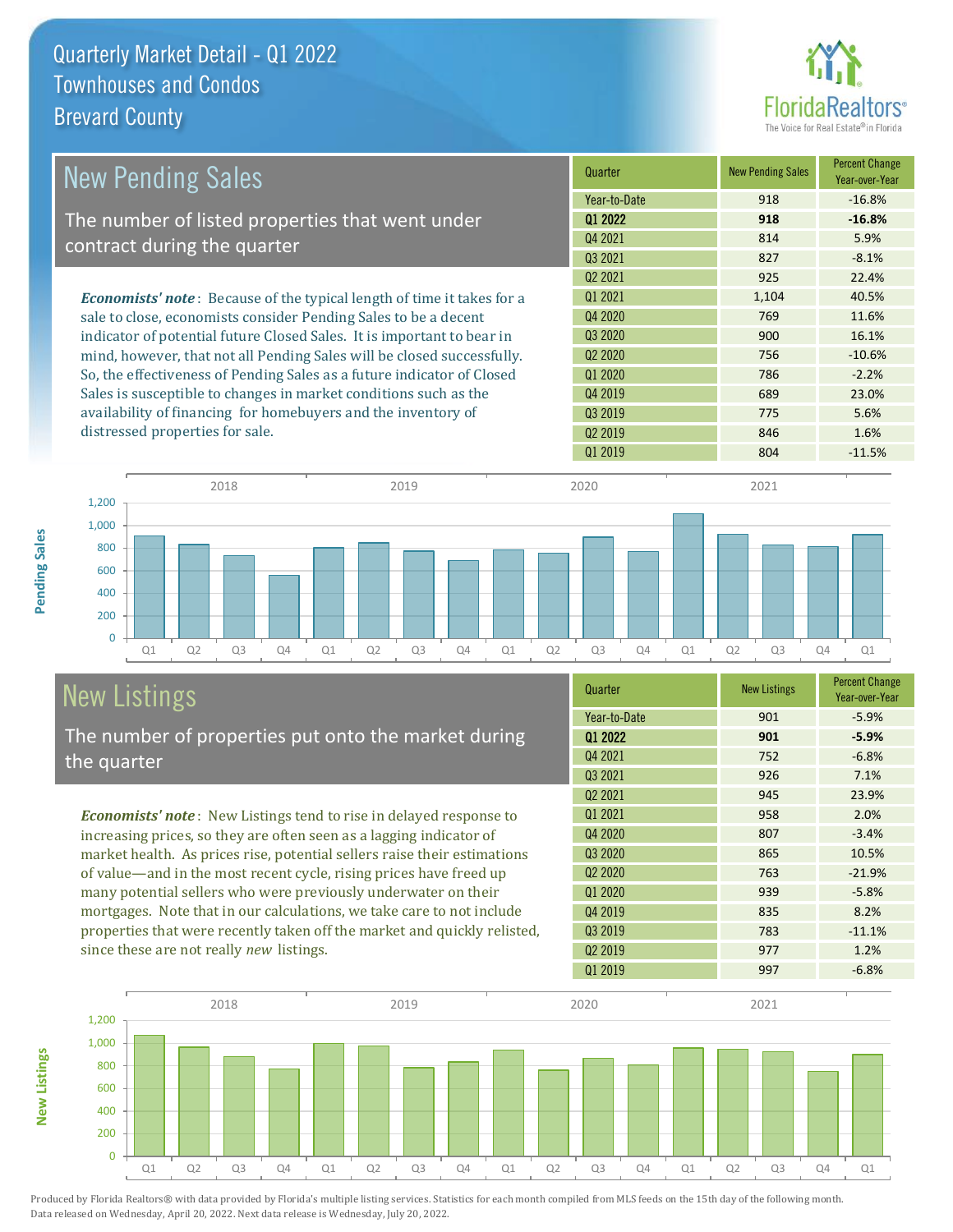# Quarterly Market Detail - Q1 2022
## Townhouses and Condos
## Brevard County

## New Pending Sales

The number of listed properties that went under contract during the quarter

***Economists' note***: Because of the typical length of time it takes for a sale to close, economists consider Pending Sales to be a decent indicator of potential future Closed Sales. It is important to bear in mind, however, that not all Pending Sales will be closed successfully. So, the effectiveness of Pending Sales as a future indicator of Closed Sales is susceptible to changes in market conditions such as the availability of financing for homebuyers and the inventory of distressed properties for sale.

| Quarter | New Pending Sales | Percent Change Year-over-Year |
|---|---|---|
| Year-to-Date | 918 | -16.8% |
| **Q1 2022** | **918** | **-16.8%** |
| Q4 2021 | 814 | 5.9% |
| Q3 2021 | 827 | -8.1% |
| Q2 2021 | 925 | 22.4% |
| Q1 2021 | 1,104 | 40.5% |
| Q4 2020 | 769 | 11.6% |
| Q3 2020 | 900 | 16.1% |
| Q2 2020 | 756 | -10.6% |
| Q1 2020 | 786 | -2.2% |
| Q4 2019 | 689 | 23.0% |
| Q3 2019 | 775 | 5.6% |
| Q2 2019 | 846 | 1.6% |
| Q1 2019 | 804 | -11.5% |

## New Listings

The number of properties put onto the market during the quarter

***Economists' note***: New Listings tend to rise in delayed response to increasing prices, so they are often seen as a lagging indicator of market health. As prices rise, potential sellers raise their estimations of value—and in the most recent cycle, rising prices have freed up many potential sellers who were previously underwater on their mortgages. Note that in our calculations, we take care to not include properties that were recently taken off the market and quickly relisted, since these are not really *new* listings.

| Quarter | New Listings | Percent Change Year-over-Year |
|---|---|---|
| Year-to-Date | 901 | -5.9% |
| **Q1 2022** | **901** | **-5.9%** |
| Q4 2021 | 752 | -6.8% |
| Q3 2021 | 926 | 7.1% |
| Q2 2021 | 945 | 23.9% |
| Q1 2021 | 958 | 2.0% |
| Q4 2020 | 807 | -3.4% |
| Q3 2020 | 865 | 10.5% |
| Q2 2020 | 763 | -21.9% |
| Q1 2020 | 939 | -5.8% |
| Q4 2019 | 835 | 8.2% |
| Q3 2019 | 783 | -11.1% |
| Q2 2019 | 977 | 1.2% |
| Q1 2019 | 997 | -6.8% |

Produced by Florida Realtors® with data provided by Florida's multiple listing services. Statistics for each month compiled from MLS feeds on the 15th day of the following month. Data released on Wednesday, April 20, 2022. Next data release is Wednesday, July 20, 2022.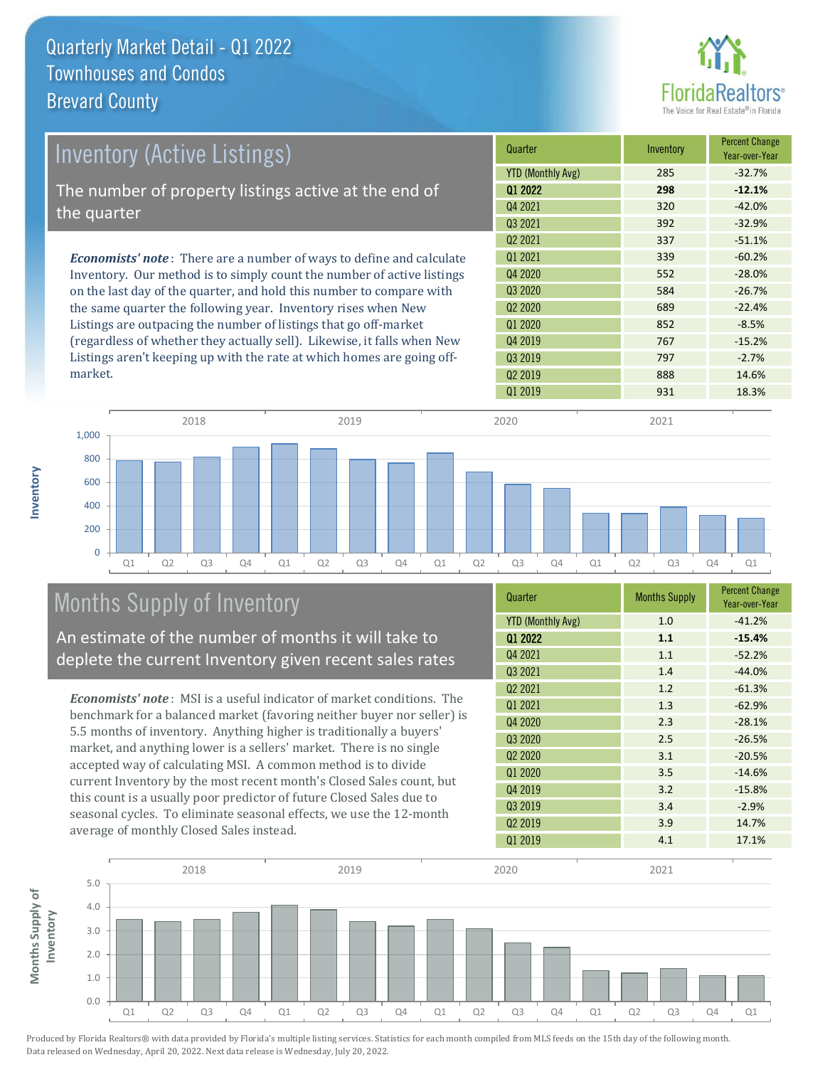# Quarterly Market Detail - Q1 2022
## Townhouses and Condos
## Brevard County

## Inventory (Active Listings)

The number of property listings active at the end of the quarter

***Economists' note***: There are a number of ways to define and calculate Inventory. Our method is to simply count the number of active listings on the last day of the quarter, and hold this number to compare with the same quarter the following year. Inventory rises when New Listings are outpacing the number of listings that go off-market (regardless of whether they actually sell). Likewise, it falls when New Listings aren't keeping up with the rate at which homes are going off-market.

| Quarter | Inventory | Percent Change Year-over-Year |
|---|---|---|
| YTD (Monthly Avg) | 285 | -32.7% |
| **Q1 2022** | **298** | **-12.1%** |
| Q4 2021 | 320 | -42.0% |
| Q3 2021 | 392 | -32.9% |
| Q2 2021 | 337 | -51.1% |
| Q1 2021 | 339 | -60.2% |
| Q4 2020 | 552 | -28.0% |
| Q3 2020 | 584 | -26.7% |
| Q2 2020 | 689 | -22.4% |
| Q1 2020 | 852 | -8.5% |
| Q4 2019 | 767 | -15.2% |
| Q3 2019 | 797 | -2.7% |
| Q2 2019 | 888 | 14.6% |
| Q1 2019 | 931 | 18.3% |

## Months Supply of Inventory

An estimate of the number of months it will take to deplete the current Inventory given recent sales rates

***Economists' note***: MSI is a useful indicator of market conditions. The benchmark for a balanced market (favoring neither buyer nor seller) is 5.5 months of inventory. Anything higher is traditionally a buyers' market, and anything lower is a sellers' market. There is no single accepted way of calculating MSI. A common method is to divide current Inventory by the most recent month's Closed Sales count, but this count is a usually poor predictor of future Closed Sales due to seasonal cycles. To eliminate seasonal effects, we use the 12-month average of monthly Closed Sales instead.

| Quarter | Months Supply | Percent Change Year-over-Year |
|---|---|---|
| YTD (Monthly Avg) | 1.0 | -41.2% |
| **Q1 2022** | **1.1** | **-15.4%** |
| Q4 2021 | 1.1 | -52.2% |
| Q3 2021 | 1.4 | -44.0% |
| Q2 2021 | 1.2 | -61.3% |
| Q1 2021 | 1.3 | -62.9% |
| Q4 2020 | 2.3 | -28.1% |
| Q3 2020 | 2.5 | -26.5% |
| Q2 2020 | 3.1 | -20.5% |
| Q1 2020 | 3.5 | -14.6% |
| Q4 2019 | 3.2 | -15.8% |
| Q3 2019 | 3.4 | -2.9% |
| Q2 2019 | 3.9 | 14.7% |
| Q1 2019 | 4.1 | 17.1% |

Produced by Florida Realtors® with data provided by Florida's multiple listing services. Statistics for each month compiled from MLS feeds on the 15th day of the following month. Data released on Wednesday, April 20, 2022. Next data release is Wednesday, July 20, 2022.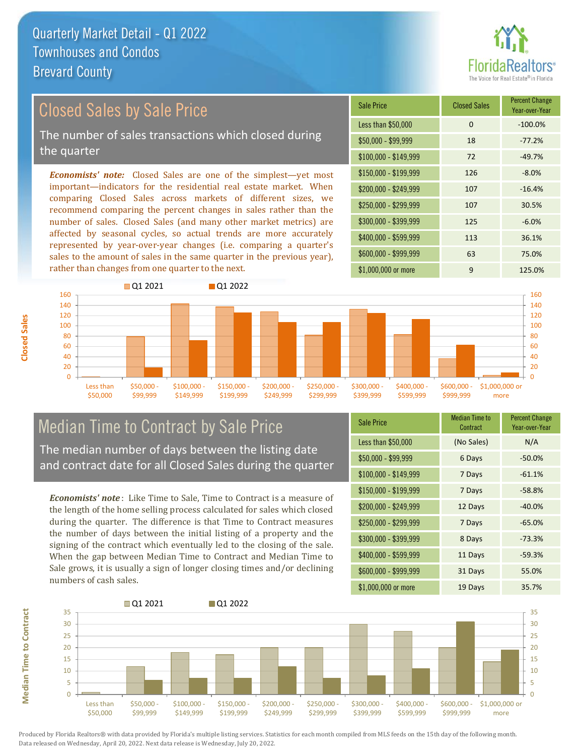# Quarterly Market Detail - Q1 2022
## Townhouses and Condos
## Brevard County

## Closed Sales by Sale Price

The number of sales transactions which closed during the quarter

***Economists' note:*** Closed Sales are one of the simplest—yet most important—indicators for the residential real estate market. When comparing Closed Sales across markets of different sizes, we recommend comparing the percent changes in sales rather than the number of sales. Closed Sales (and many other market metrics) are affected by seasonal cycles, so actual trends are more accurately represented by year-over-year changes (i.e. comparing a quarter's sales to the amount of sales in the same quarter in the previous year), rather than changes from one quarter to the next.

| Sale Price | Closed Sales | Percent Change Year-over-Year |
|---|---|---|
| Less than $50,000 | 0 | -100.0% |
| $50,000 - $99,999 | 18 | -77.2% |
| $100,000 - $149,999 | 72 | -49.7% |
| $150,000 - $199,999 | 126 | -8.0% |
| $200,000 - $249,999 | 107 | -16.4% |
| $250,000 - $299,999 | 107 | 30.5% |
| $300,000 - $399,999 | 125 | -6.0% |
| $400,000 - $599,999 | 113 | 36.1% |
| $600,000 - $999,999 | 63 | 75.0% |
| $1,000,000 or more | 9 | 125.0% |

## Median Time to Contract by Sale Price

The median number of days between the listing date and contract date for all Closed Sales during the quarter

***Economists' note***: Like Time to Sale, Time to Contract is a measure of the length of the home selling process calculated for sales which closed during the quarter. The difference is that Time to Contract measures the number of days between the initial listing of a property and the signing of the contract which eventually led to the closing of the sale. When the gap between Median Time to Contract and Median Time to Sale grows, it is usually a sign of longer closing times and/or declining numbers of cash sales.

| Sale Price | Median Time to Contract | Percent Change Year-over-Year |
|---|---|---|
| Less than $50,000 | (No Sales) | N/A |
| $50,000 - $99,999 | 6 Days | -50.0% |
| $100,000 - $149,999 | 7 Days | -61.1% |
| $150,000 - $199,999 | 7 Days | -58.8% |
| $200,000 - $249,999 | 12 Days | -40.0% |
| $250,000 - $299,999 | 7 Days | -65.0% |
| $300,000 - $399,999 | 8 Days | -73.3% |
| $400,000 - $599,999 | 11 Days | -59.3% |
| $600,000 - $999,999 | 31 Days | 55.0% |
| $1,000,000 or more | 19 Days | 35.7% |

Produced by Florida Realtors® with data provided by Florida's multiple listing services. Statistics for each month compiled from MLS feeds on the 15th day of the following month. Data released on Wednesday, April 20, 2022. Next data release is Wednesday, July 20, 2022.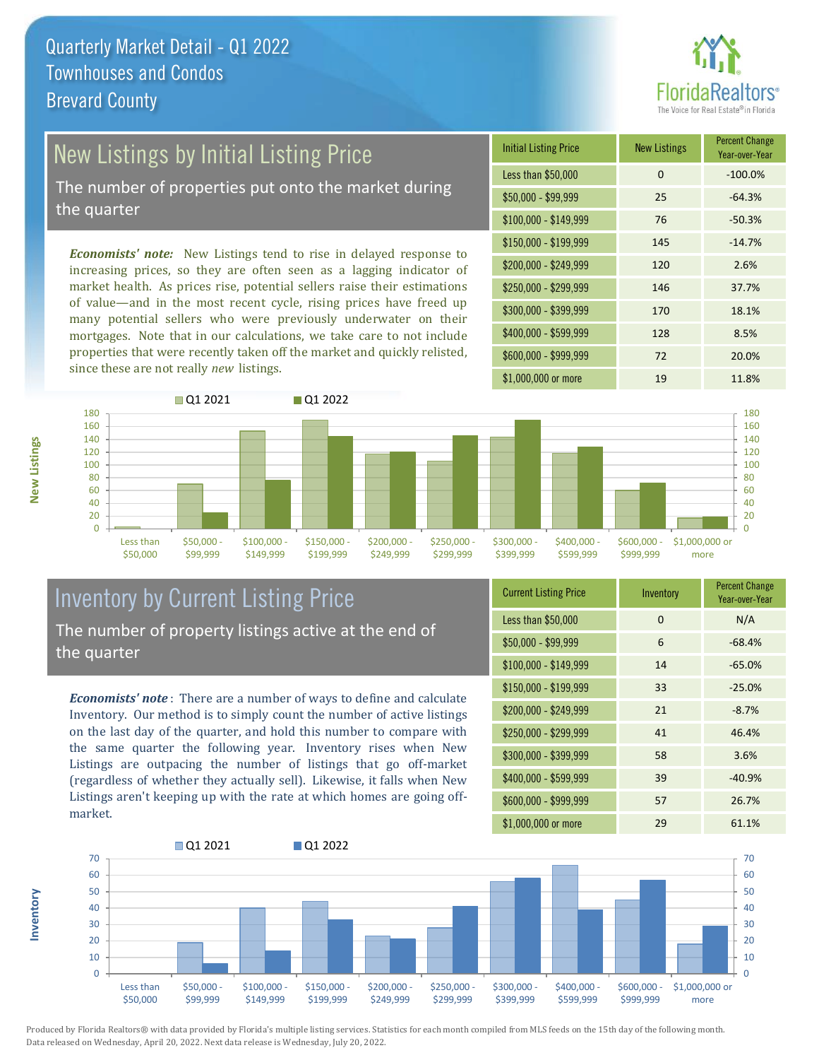# Quarterly Market Detail - Q1 2022
## Townhouses and Condos
## Brevard County

## New Listings by Initial Listing Price

The number of properties put onto the market during the quarter

*Economists' note:* New Listings tend to rise in delayed response to increasing prices, so they are often seen as a lagging indicator of market health. As prices rise, potential sellers raise their estimations of value—and in the most recent cycle, rising prices have freed up many potential sellers who were previously underwater on their mortgages. Note that in our calculations, we take care to not include properties that were recently taken off the market and quickly relisted, since these are not really *new* listings.

| Initial Listing Price | New Listings | Percent Change Year-over-Year |
| --- | --- | --- |
| Less than $50,000 | 0 | -100.0% |
| $50,000 - $99,999 | 25 | -64.3% |
| $100,000 - $149,999 | 76 | -50.3% |
| $150,000 - $199,999 | 145 | -14.7% |
| $200,000 - $249,999 | 120 | 2.6% |
| $250,000 - $299,999 | 146 | 37.7% |
| $300,000 - $399,999 | 170 | 18.1% |
| $400,000 - $599,999 | 128 | 8.5% |
| $600,000 - $999,999 | 72 | 20.0% |
| $1,000,000 or more | 19 | 11.8% |

## Inventory by Current Listing Price

The number of property listings active at the end of the quarter

*Economists' note*: There are a number of ways to define and calculate Inventory. Our method is to simply count the number of active listings on the last day of the quarter, and hold this number to compare with the same quarter the following year. Inventory rises when New Listings are outpacing the number of listings that go off-market (regardless of whether they actually sell). Likewise, it falls when New Listings aren't keeping up with the rate at which homes are going off-market.

| Current Listing Price | Inventory | Percent Change Year-over-Year |
| --- | --- | --- |
| Less than $50,000 | 0 | N/A |
| $50,000 - $99,999 | 6 | -68.4% |
| $100,000 - $149,999 | 14 | -65.0% |
| $150,000 - $199,999 | 33 | -25.0% |
| $200,000 - $249,999 | 21 | -8.7% |
| $250,000 - $299,999 | 41 | 46.4% |
| $300,000 - $399,999 | 58 | 3.6% |
| $400,000 - $599,999 | 39 | -40.9% |
| $600,000 - $999,999 | 57 | 26.7% |
| $1,000,000 or more | 29 | 61.1% |

Produced by Florida Realtors® with data provided by Florida's multiple listing services. Statistics for each month compiled from MLS feeds on the 15th day of the following month. Data released on Wednesday, April 20, 2022. Next data release is Wednesday, July 20, 2022.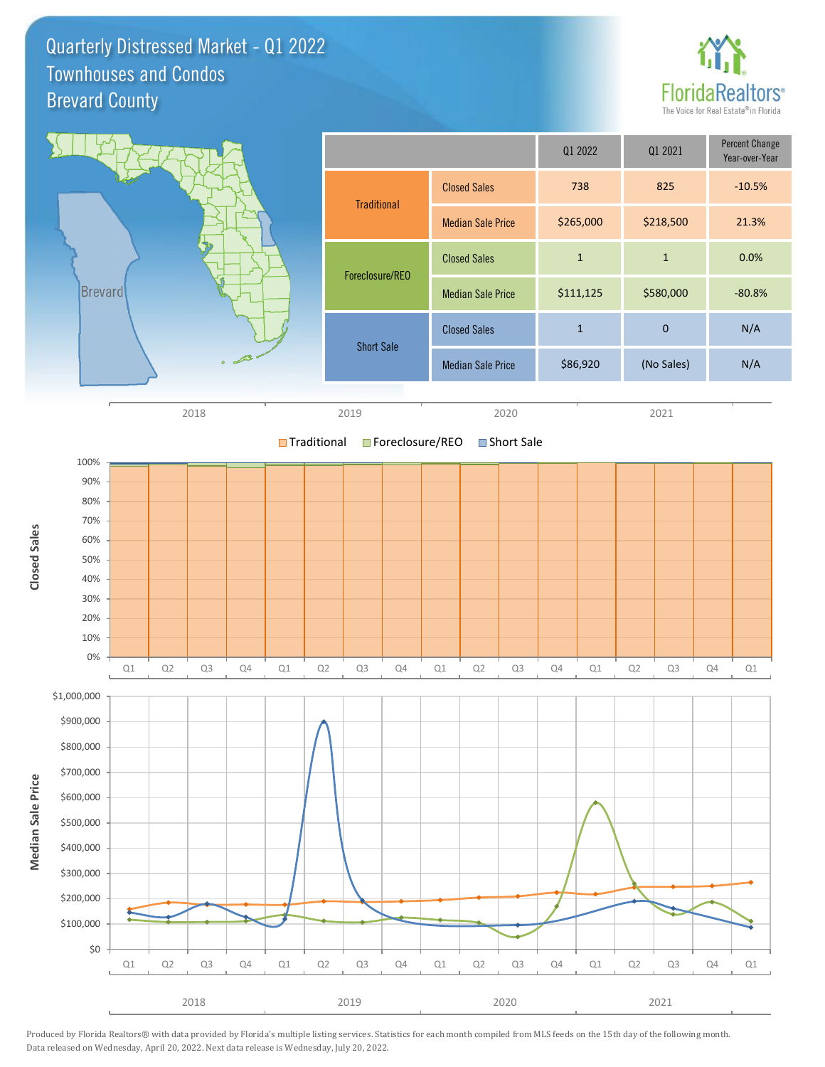# Quarterly Distressed Market - Q1 2022
## Townhouses and Condos
## Brevard County

FloridaRealtors®
The Voice for Real Estate® in Florida

Brevard

| | | Q1 2022 | Q1 2021 | Percent Change Year-over-Year |
|---|---|---|---|---|
| Traditional | Closed Sales | 738 | 825 | -10.5% |
| | Median Sale Price | $265,000 | $218,500 | 21.3% |
| Foreclosure/REO | Closed Sales | 1 | 1 | 0.0% |
| | Median Sale Price | $111,125 | $580,000 | -80.8% |
| Short Sale | Closed Sales | 1 | 0 | N/A |
| | Median Sale Price | $86,920 | (No Sales) | N/A |

2018 2019 2020 2021

Traditional Foreclosure/REO Short Sale

Closed Sales

100% 90% 80% 70% 60% 50% 40% 30% 20% 10% 0%

Q1 Q2 Q3 Q4 Q1 Q2 Q3 Q4 Q1 Q2 Q3 Q4 Q1 Q2 Q3 Q4 Q1

Median Sale Price

$1,000,000 $900,000 $800,000 $700,000 $600,000 $500,000 $400,000 $300,000 $200,000 $100,000 $0

Q1 Q2 Q3 Q4 Q1 Q2 Q3 Q4 Q1 Q2 Q3 Q4 Q1 Q2 Q3 Q4 Q1

2018 2019 2020 2021

Produced by Florida Realtors® with data provided by Florida's multiple listing services. Statistics for each month compiled from MLS feeds on the 15th day of the following month.
Data released on Wednesday, April 20, 2022. Next data release is Wednesday, July 20, 2022.